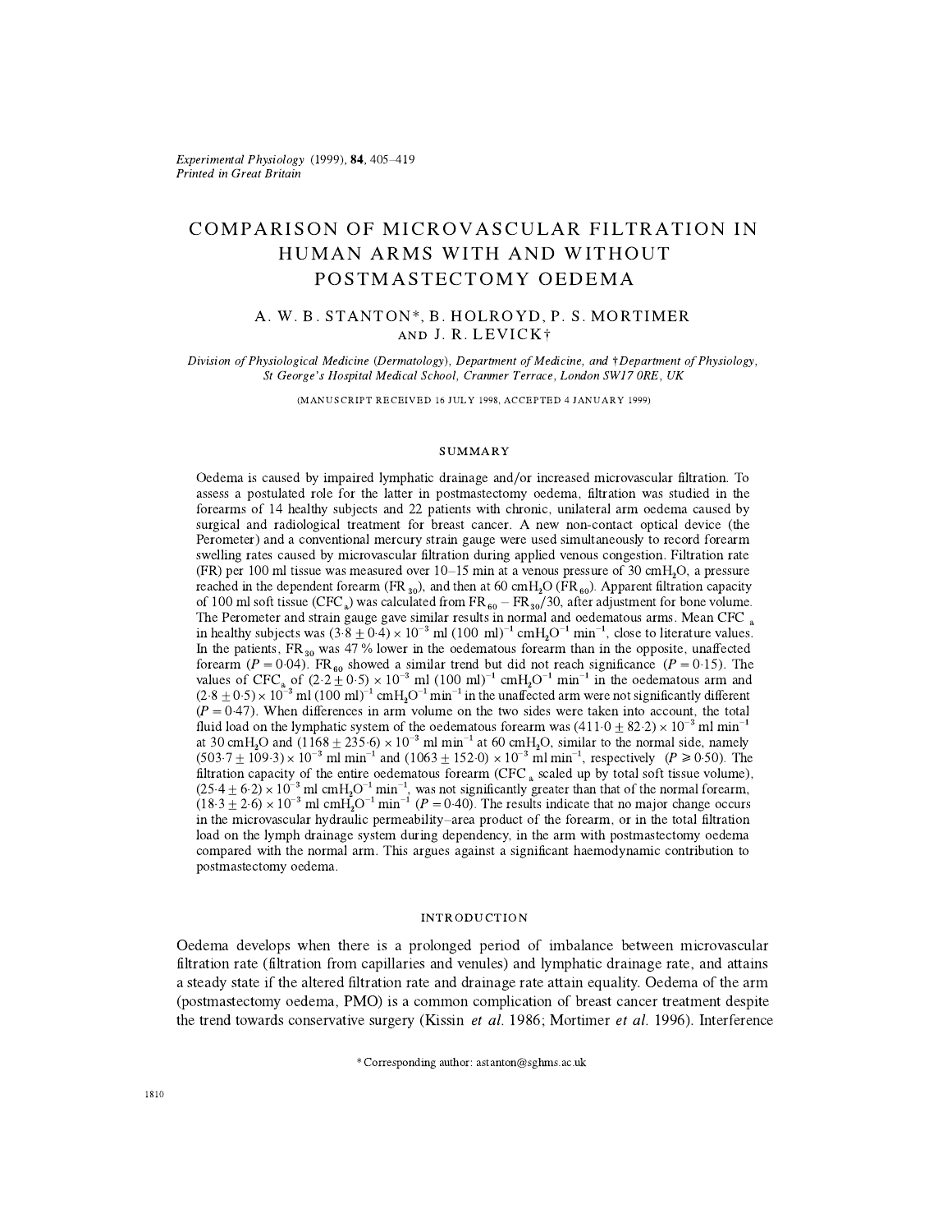# COMPARISON OF MICROVASCULAR FILTRATION IN HUMAN ARMS WITH AND WITHOUT POSTMASTECTOMY OEDEMA

A. W. B. STANTON*, B. HOLROYD, P. S. MORTIMER AND J. R. LEVICK†

*Division of Physiological Medicine (Dermatology), Department of Medicine, and †Department of Physiology, St George's Hospital Medical School, Cranmer Terrace, London SW17 0RE, UK*

(MANUSCRIPT RECEIVED 16 JULY 1998, ACCEPTED 4 JANUARY 1999)

## SUMMARY

Oedema is caused by impaired lymphatic drainage and/or increased microvascular filtration. To assess a postulated role for the latter in postmastectomy oedema, filtration was studied in the forearms of 14 healthy subjects and 22 patients with chronic, unilateral arm oedema caused by surgical and radiological treatment for breast cancer. A new non-contact optical device (the Perometer) and a conventional mercury strain gauge were used simultaneously to record forearm swelling rates caused by microvascular filtration during applied venous congestion. Filtration rate (FR) per 100 ml tissue was measured over 10–15 min at a venous pressure of 30 cmH$_2$O, a pressure reached in the dependent forearm (FR$_{30}$), and then at 60 cmH$_2$O (FR$_{60}$). Apparent filtration capacity of 100 ml soft tissue (CFC$_a$) was calculated from FR$_{60}$ − FR$_{30}$/30, after adjustment for bone volume. The Perometer and strain gauge gave similar results in normal and oedematous arms. Mean CFC$_a$ in healthy subjects was $(3{\cdot}8 \pm 0{\cdot}4) \times 10^{-3}$ ml (100 ml)$^{-1}$ cmH$_2$O$^{-1}$ min$^{-1}$, close to literature values. In the patients, FR$_{30}$ was 47 % lower in the oedematous forearm than in the opposite, unaffected forearm ($P = 0{\cdot}04$). FR$_{60}$ showed a similar trend but did not reach significance ($P = 0{\cdot}15$). The values of CFC$_a$ of $(2{\cdot}2 \pm 0{\cdot}5) \times 10^{-3}$ ml (100 ml)$^{-1}$ cmH$_2$O$^{-1}$ min$^{-1}$ in the oedematous arm and $(2{\cdot}8 \pm 0{\cdot}5) \times 10^{-3}$ ml (100 ml)$^{-1}$ cmH$_2$O$^{-1}$ min$^{-1}$ in the unaffected arm were not significantly different ($P = 0{\cdot}47$). When differences in arm volume on the two sides were taken into account, the total fluid load on the lymphatic system of the oedematous forearm was $(411{\cdot}0 \pm 82{\cdot}2) \times 10^{-3}$ ml min$^{-1}$ at 30 cmH$_2$O and $(1168 \pm 235{\cdot}6) \times 10^{-3}$ ml min$^{-1}$ at 60 cmH$_2$O, similar to the normal side, namely $(503{\cdot}7 \pm 109{\cdot}3) \times 10^{-3}$ ml min$^{-1}$ and $(1063 \pm 152{\cdot}0) \times 10^{-3}$ ml min$^{-1}$, respectively ($P \geqslant 0{\cdot}50$). The filtration capacity of the entire oedematous forearm (CFC$_a$ scaled up by total soft tissue volume), $(25{\cdot}4 \pm 6{\cdot}2) \times 10^{-3}$ ml cmH$_2$O$^{-1}$ min$^{-1}$, was not significantly greater than that of the normal forearm, $(18{\cdot}3 \pm 2{\cdot}6) \times 10^{-3}$ ml cmH$_2$O$^{-1}$ min$^{-1}$ ($P = 0{\cdot}40$). The results indicate that no major change occurs in the microvascular hydraulic permeability–area product of the forearm, or in the total filtration load on the lymph drainage system during dependency, in the arm with postmastectomy oedema compared with the normal arm. This argues against a significant haemodynamic contribution to postmastectomy oedema.

## INTRODUCTION

Oedema develops when there is a prolonged period of imbalance between microvascular filtration rate (filtration from capillaries and venules) and lymphatic drainage rate, and attains a steady state if the altered filtration rate and drainage rate attain equality. Oedema of the arm (postmastectomy oedema, PMO) is a common complication of breast cancer treatment despite the trend towards conservative surgery (Kissin *et al.* 1986; Mortimer *et al.* 1996). Interference

* Corresponding author: astanton@sghms.ac.uk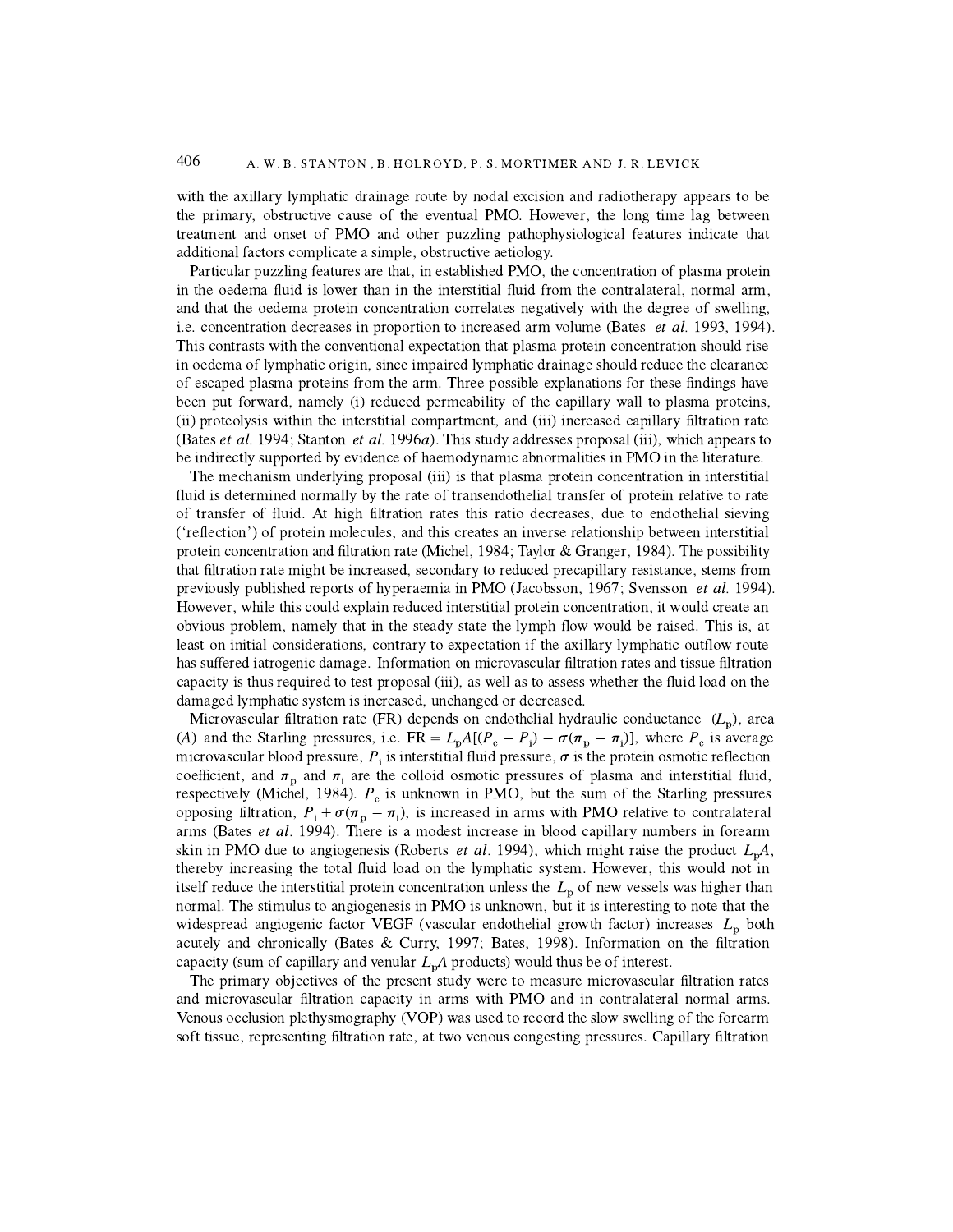with the axillary lymphatic drainage route by nodal excision and radiotherapy appears to be the primary, obstructive cause of the eventual PMO. However, the long time lag between treatment and onset of PMO and other puzzling pathophysiological features indicate that additional factors complicate a simple, obstructive aetiology.

Particular puzzling features are that, in established PMO, the concentration of plasma protein in the oedema fluid is lower than in the interstitial fluid from the contralateral, normal arm, and that the oedema protein concentration correlates negatively with the degree of swelling, i.e. concentration decreases in proportion to increased arm volume (Bates *et al.* 1993, 1994). This contrasts with the conventional expectation that plasma protein concentration should rise in oedema of lymphatic origin, since impaired lymphatic drainage should reduce the clearance of escaped plasma proteins from the arm. Three possible explanations for these findings have been put forward, namely (i) reduced permeability of the capillary wall to plasma proteins, (ii) proteolysis within the interstitial compartment, and (iii) increased capillary filtration rate (Bates *et al.* 1994; Stanton *et al.* 1996*a*). This study addresses proposal (iii), which appears to be indirectly supported by evidence of haemodynamic abnormalities in PMO in the literature.

The mechanism underlying proposal (iii) is that plasma protein concentration in interstitial fluid is determined normally by the rate of transendothelial transfer of protein relative to rate of transfer of fluid. At high filtration rates this ratio decreases, due to endothelial sieving ('reflection') of protein molecules, and this creates an inverse relationship between interstitial protein concentration and filtration rate (Michel, 1984; Taylor & Granger, 1984). The possibility that filtration rate might be increased, secondary to reduced precapillary resistance, stems from previously published reports of hyperaemia in PMO (Jacobsson, 1967; Svensson *et al.* 1994). However, while this could explain reduced interstitial protein concentration, it would create an obvious problem, namely that in the steady state the lymph flow would be raised. This is, at least on initial considerations, contrary to expectation if the axillary lymphatic outflow route has suffered iatrogenic damage. Information on microvascular filtration rates and tissue filtration capacity is thus required to test proposal (iii), as well as to assess whether the fluid load on the damaged lymphatic system is increased, unchanged or decreased.

Microvascular filtration rate (FR) depends on endothelial hydraulic conductance ($L_p$), area ($A$) and the Starling pressures, i.e. $\text{FR} = L_pA[(P_c - P_i) - \sigma(\pi_p - \pi_i)]$, where $P_c$ is average microvascular blood pressure, $P_i$ is interstitial fluid pressure, $\sigma$ is the protein osmotic reflection coefficient, and $\pi_p$ and $\pi_i$ are the colloid osmotic pressures of plasma and interstitial fluid, respectively (Michel, 1984). $P_c$ is unknown in PMO, but the sum of the Starling pressures opposing filtration, $P_i + \sigma(\pi_p - \pi_i)$, is increased in arms with PMO relative to contralateral arms (Bates *et al.* 1994). There is a modest increase in blood capillary numbers in forearm skin in PMO due to angiogenesis (Roberts *et al.* 1994), which might raise the product $L_pA$, thereby increasing the total fluid load on the lymphatic system. However, this would not in itself reduce the interstitial protein concentration unless the $L_p$ of new vessels was higher than normal. The stimulus to angiogenesis in PMO is unknown, but it is interesting to note that the widespread angiogenic factor VEGF (vascular endothelial growth factor) increases $L_p$ both acutely and chronically (Bates & Curry, 1997; Bates, 1998). Information on the filtration capacity (sum of capillary and venular $L_pA$ products) would thus be of interest.

The primary objectives of the present study were to measure microvascular filtration rates and microvascular filtration capacity in arms with PMO and in contralateral normal arms. Venous occlusion plethysmography (VOP) was used to record the slow swelling of the forearm soft tissue, representing filtration rate, at two venous congesting pressures. Capillary filtration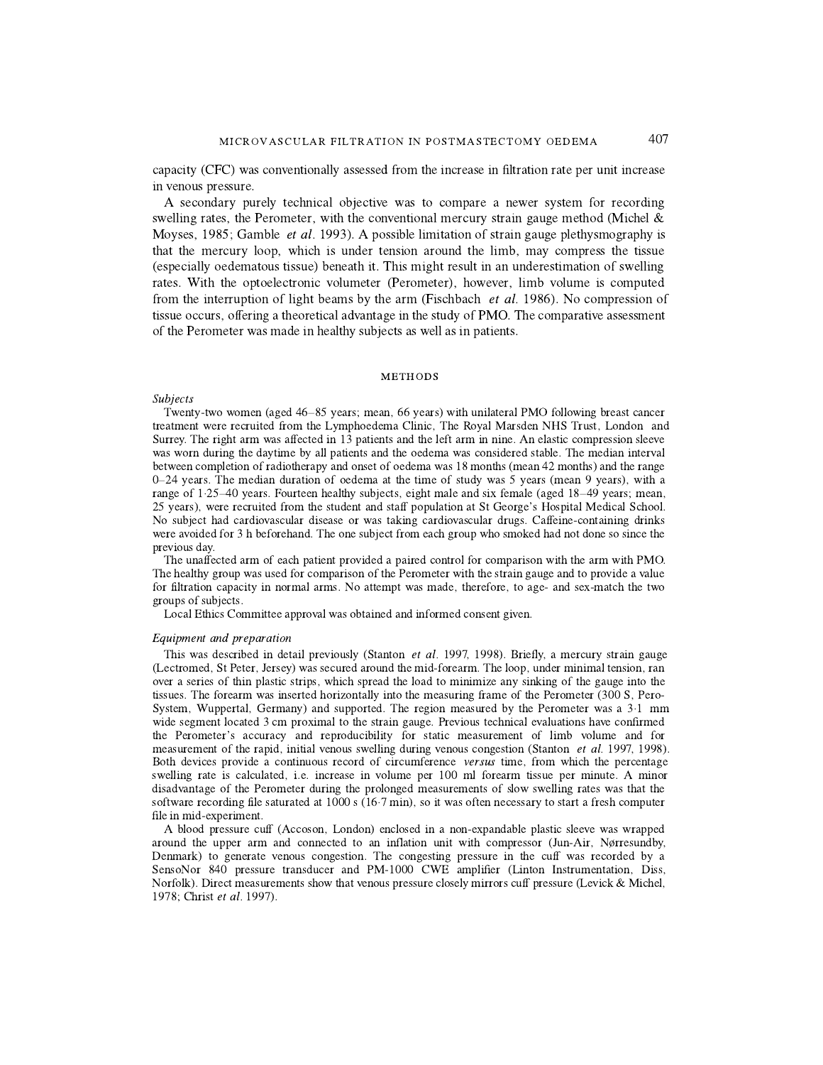capacity (CFC) was conventionally assessed from the increase in filtration rate per unit increase in venous pressure.

A secondary purely technical objective was to compare a newer system for recording swelling rates, the Perometer, with the conventional mercury strain gauge method (Michel & Moyses, 1985; Gamble *et al*. 1993). A possible limitation of strain gauge plethysmography is that the mercury loop, which is under tension around the limb, may compress the tissue (especially oedematous tissue) beneath it. This might result in an underestimation of swelling rates. With the optoelectronic volumeter (Perometer), however, limb volume is computed from the interruption of light beams by the arm (Fischbach *et al*. 1986). No compression of tissue occurs, offering a theoretical advantage in the study of PMO. The comparative assessment of the Perometer was made in healthy subjects as well as in patients.

## METHODS

### *Subjects*

Twenty-two women (aged 46–85 years; mean, 66 years) with unilateral PMO following breast cancer treatment were recruited from the Lymphoedema Clinic, The Royal Marsden NHS Trust, London and Surrey. The right arm was affected in 13 patients and the left arm in nine. An elastic compression sleeve was worn during the daytime by all patients and the oedema was considered stable. The median interval between completion of radiotherapy and onset of oedema was 18 months (mean 42 months) and the range 0–24 years. The median duration of oedema at the time of study was 5 years (mean 9 years), with a range of 1·25–40 years. Fourteen healthy subjects, eight male and six female (aged 18–49 years; mean, 25 years), were recruited from the student and staff population at St George's Hospital Medical School. No subject had cardiovascular disease or was taking cardiovascular drugs. Caffeine-containing drinks were avoided for 3 h beforehand. The one subject from each group who smoked had not done so since the previous day.

The unaffected arm of each patient provided a paired control for comparison with the arm with PMO. The healthy group was used for comparison of the Perometer with the strain gauge and to provide a value for filtration capacity in normal arms. No attempt was made, therefore, to age- and sex-match the two groups of subjects.

Local Ethics Committee approval was obtained and informed consent given.

### *Equipment and preparation*

This was described in detail previously (Stanton *et al*. 1997, 1998). Briefly, a mercury strain gauge (Lectromed, St Peter, Jersey) was secured around the mid-forearm. The loop, under minimal tension, ran over a series of thin plastic strips, which spread the load to minimize any sinking of the gauge into the tissues. The forearm was inserted horizontally into the measuring frame of the Perometer (300 S, Pero-System, Wuppertal, Germany) and supported. The region measured by the Perometer was a 3·1 mm wide segment located 3 cm proximal to the strain gauge. Previous technical evaluations have confirmed the Perometer's accuracy and reproducibility for static measurement of limb volume and for measurement of the rapid, initial venous swelling during venous congestion (Stanton *et al*. 1997, 1998). Both devices provide a continuous record of circumference *versus* time, from which the percentage swelling rate is calculated, i.e. increase in volume per 100 ml forearm tissue per minute. A minor disadvantage of the Perometer during the prolonged measurements of slow swelling rates was that the software recording file saturated at 1000 s (16·7 min), so it was often necessary to start a fresh computer file in mid-experiment.

A blood pressure cuff (Accoson, London) enclosed in a non-expandable plastic sleeve was wrapped around the upper arm and connected to an inflation unit with compressor (Jun-Air, Nørresundby, Denmark) to generate venous congestion. The congesting pressure in the cuff was recorded by a SensoNor 840 pressure transducer and PM-1000 CWE amplifier (Linton Instrumentation, Diss, Norfolk). Direct measurements show that venous pressure closely mirrors cuff pressure (Levick & Michel, 1978; Christ *et al*. 1997).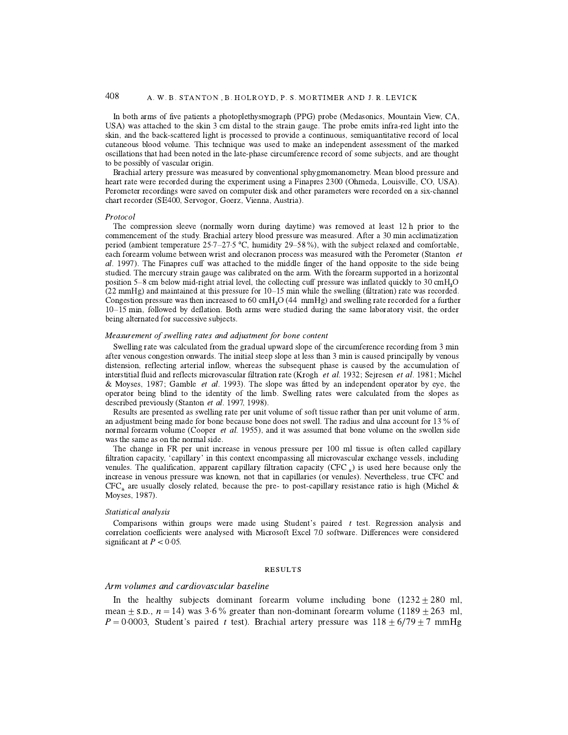In both arms of five patients a photoplethysmograph (PPG) probe (Medasonics, Mountain View, CA, USA) was attached to the skin 3 cm distal to the strain gauge. The probe emits infra-red light into the skin, and the back-scattered light is processed to provide a continuous, semiquantitative record of local cutaneous blood volume. This technique was used to make an independent assessment of the marked oscillations that had been noted in the late-phase circumference record of some subjects, and are thought to be possibly of vascular origin.

Brachial artery pressure was measured by conventional sphygmomanometry. Mean blood pressure and heart rate were recorded during the experiment using a Finapres 2300 (Ohmeda, Louisville, CO, USA). Perometer recordings were saved on computer disk and other parameters were recorded on a six-channel chart recorder (SE400, Servogor, Goerz, Vienna, Austria).

### *Protocol*

The compression sleeve (normally worn during daytime) was removed at least 12 h prior to the commencement of the study. Brachial artery blood pressure was measured. After a 30 min acclimatization period (ambient temperature 25·7–27·5 °C, humidity 29–58 %), with the subject relaxed and comfortable, each forearm volume between wrist and olecranon process was measured with the Perometer (Stanton *et al.* 1997). The Finapres cuff was attached to the middle finger of the hand opposite to the side being studied. The mercury strain gauge was calibrated on the arm. With the forearm supported in a horizontal position 5–8 cm below mid-right atrial level, the collecting cuff pressure was inflated quickly to 30 $cmH_2O$ (22 mmHg) and maintained at this pressure for 10–15 min while the swelling (filtration) rate was recorded. Congestion pressure was then increased to 60 $cmH_2O$ (44 mmHg) and swelling rate recorded for a further 10–15 min, followed by deflation. Both arms were studied during the same laboratory visit, the order being alternated for successive subjects.

### *Measurement of swelling rates and adjustment for bone content*

Swelling rate was calculated from the gradual upward slope of the circumference recording from 3 min after venous congestion onwards. The initial steep slope at less than 3 min is caused principally by venous distension, reflecting arterial inflow, whereas the subsequent phase is caused by the accumulation of interstitial fluid and reflects microvascular filtration rate (Krogh *et al.* 1932; Sejresen *et al.* 1981; Michel & Moyses, 1987; Gamble *et al.* 1993). The slope was fitted by an independent operator by eye, the operator being blind to the identity of the limb. Swelling rates were calculated from the slopes as described previously (Stanton *et al.* 1997, 1998).

Results are presented as swelling rate per unit volume of soft tissue rather than per unit volume of arm, an adjustment being made for bone because bone does not swell. The radius and ulna account for 13 % of normal forearm volume (Cooper *et al.* 1955), and it was assumed that bone volume on the swollen side was the same as on the normal side.

The change in FR per unit increase in venous pressure per 100 ml tissue is often called capillary filtration capacity, 'capillary' in this context encompassing all microvascular exchange vessels, including venules. The qualification, apparent capillary filtration capacity ($CFC_a$) is used here because only the increase in venous pressure was known, not that in capillaries (or venules). Nevertheless, true CFC and $CFC_a$ are usually closely related, because the pre- to post-capillary resistance ratio is high (Michel & Moyses, 1987).

### *Statistical analysis*

Comparisons within groups were made using Student's paired *t* test. Regression analysis and correlation coefficients were analysed with Microsoft Excel 7.0 software. Differences were considered significant at $P < 0·05$.

## RESULTS

### *Arm volumes and cardiovascular baseline*

In the healthy subjects dominant forearm volume including bone ($1232 \pm 280$ ml, mean ± S.D., $n = 14$) was 3·6 % greater than non-dominant forearm volume ($1189 \pm 263$ ml, $P = 0·0003$, Student's paired *t* test). Brachial artery pressure was $118 \pm 6/79 \pm 7$ mmHg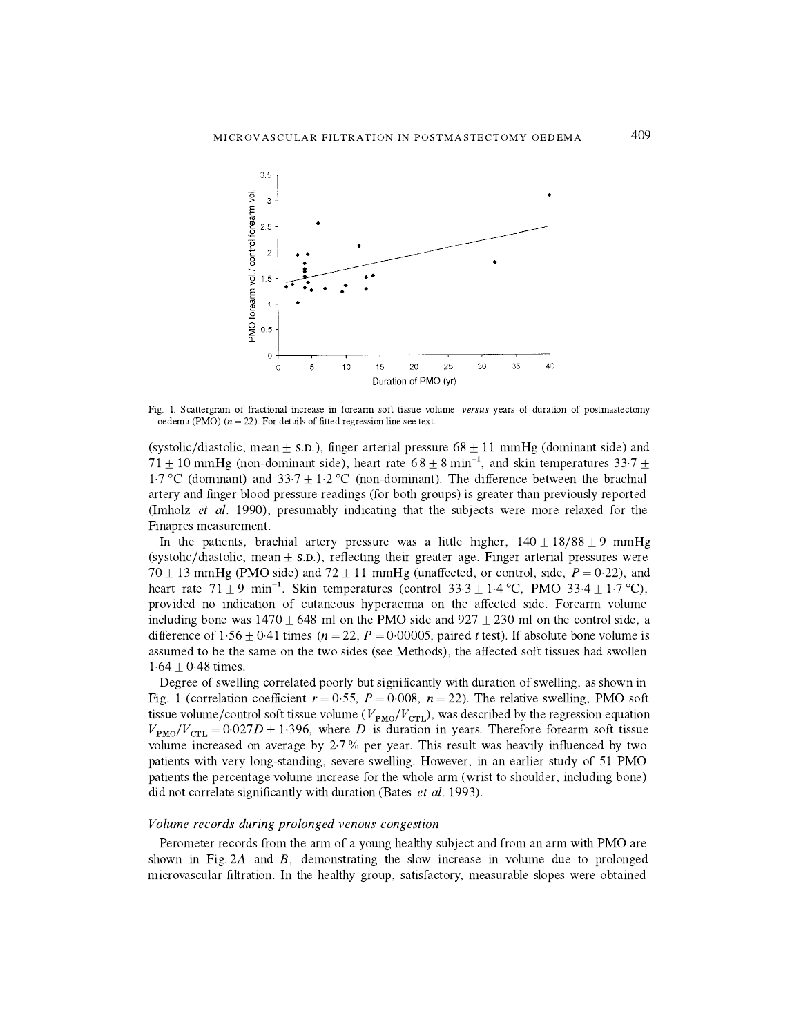Fig. 1. Scattergram of fractional increase in forearm soft tissue volume *versus* years of duration of postmastectomy oedema (PMO) ($n = 22$). For details of fitted regression line see text.

(systolic/diastolic, mean ± S.D.), finger arterial pressure 68 ± 11 mmHg (dominant side) and 71 ± 10 mmHg (non-dominant side), heart rate 68 ± 8 min$^{-1}$, and skin temperatures 33·7 ± 1·7 °C (dominant) and 33·7 ± 1·2 °C (non-dominant). The difference between the brachial artery and finger blood pressure readings (for both groups) is greater than previously reported (Imholz *et al.* 1990), presumably indicating that the subjects were more relaxed for the Finapres measurement.

In the patients, brachial artery pressure was a little higher, 140 ± 18/88 ± 9 mmHg (systolic/diastolic, mean ± S.D.), reflecting their greater age. Finger arterial pressures were 70 ± 13 mmHg (PMO side) and 72 ± 11 mmHg (unaffected, or control, side, $P = 0·22$), and heart rate 71 ± 9 min$^{-1}$. Skin temperatures (control 33·3 ± 1·4 °C, PMO 33·4 ± 1·7 °C), provided no indication of cutaneous hyperaemia on the affected side. Forearm volume including bone was 1470 ± 648 ml on the PMO side and 927 ± 230 ml on the control side, a difference of 1·56 ± 0·41 times ($n = 22$, $P = 0·00005$, paired *t* test). If absolute bone volume is assumed to be the same on the two sides (see Methods), the affected soft tissues had swollen 1·64 ± 0·48 times.

Degree of swelling correlated poorly but significantly with duration of swelling, as shown in Fig. 1 (correlation coefficient $r = 0·55$, $P = 0·008$, $n = 22$). The relative swelling, PMO soft tissue volume/control soft tissue volume ($V_{PMO}/V_{CTL}$), was described by the regression equation $V_{PMO}/V_{CTL} = 0·027D + 1·396$, where $D$ is duration in years. Therefore forearm soft tissue volume increased on average by 2·7 % per year. This result was heavily influenced by two patients with very long-standing, severe swelling. However, in an earlier study of 51 PMO patients the percentage volume increase for the whole arm (wrist to shoulder, including bone) did not correlate significantly with duration (Bates *et al.* 1993).

### *Volume records during prolonged venous congestion*

Perometer records from the arm of a young healthy subject and from an arm with PMO are shown in Fig. 2*A* and *B*, demonstrating the slow increase in volume due to prolonged microvascular filtration. In the healthy group, satisfactory, measurable slopes were obtained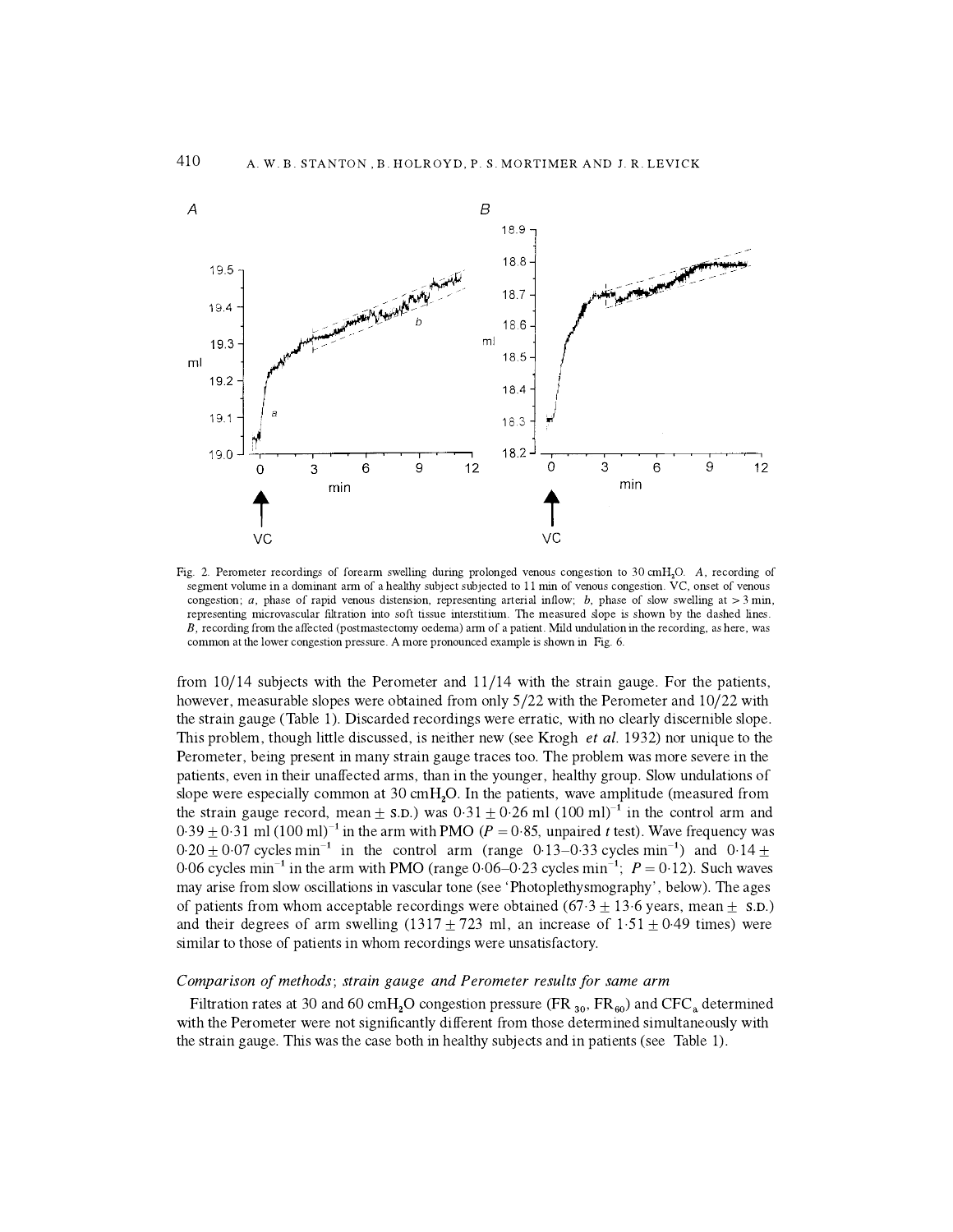Fig. 2. Perometer recordings of forearm swelling during prolonged venous congestion to 30 $cmH_2O$. *A*, recording of segment volume in a dominant arm of a healthy subject subjected to 11 min of venous congestion. VC, onset of venous congestion; *a*, phase of rapid venous distension, representing arterial inflow; *b*, phase of slow swelling at > 3 min, representing microvascular filtration into soft tissue interstitium. The measured slope is shown by the dashed lines. *B*, recording from the affected (postmastectomy oedema) arm of a patient. Mild undulation in the recording, as here, was common at the lower congestion pressure. A more pronounced example is shown in Fig. 6.

from 10/14 subjects with the Perometer and 11/14 with the strain gauge. For the patients, however, measurable slopes were obtained from only 5/22 with the Perometer and 10/22 with the strain gauge (Table 1). Discarded recordings were erratic, with no clearly discernible slope. This problem, though little discussed, is neither new (see Krogh *et al.* 1932) nor unique to the Perometer, being present in many strain gauge traces too. The problem was more severe in the patients, even in their unaffected arms, than in the younger, healthy group. Slow undulations of slope were especially common at 30 $cmH_2O$. In the patients, wave amplitude (measured from the strain gauge record, mean ± S.D.) was 0·31 ± 0·26 ml $(100\ ml)^{-1}$ in the control arm and 0·39 ± 0·31 ml $(100\ ml)^{-1}$ in the arm with PMO ($P = 0{\cdot}85$, unpaired *t* test). Wave frequency was 0·20 ± 0·07 cycles $min^{-1}$ in the control arm (range 0·13–0·33 cycles $min^{-1}$) and 0·14 ± 0·06 cycles $min^{-1}$ in the arm with PMO (range 0·06–0·23 cycles $min^{-1}$; $P = 0{\cdot}12$). Such waves may arise from slow oscillations in vascular tone (see 'Photoplethysmography', below). The ages of patients from whom acceptable recordings were obtained (67·3 ± 13·6 years, mean ± S.D.) and their degrees of arm swelling (1317 ± 723 ml, an increase of 1·51 ± 0·49 times) were similar to those of patients in whom recordings were unsatisfactory.

### *Comparison of methods; strain gauge and Perometer results for same arm*

Filtration rates at 30 and 60 $cmH_2O$ congestion pressure ($FR_{30}$, $FR_{60}$) and $CFC_a$ determined with the Perometer were not significantly different from those determined simultaneously with the strain gauge. This was the case both in healthy subjects and in patients (see Table 1).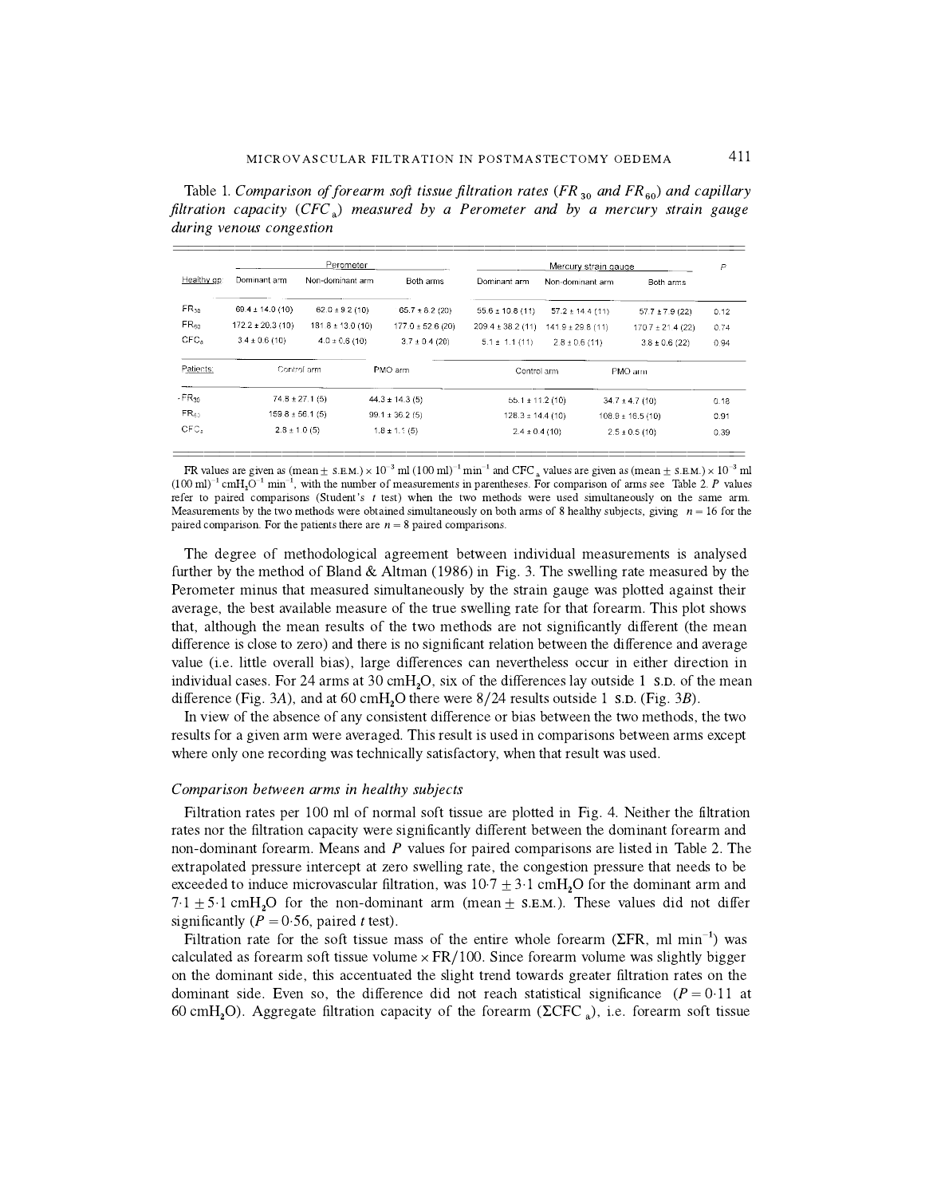Table 1. *Comparison of forearm soft tissue filtration rates ($FR_{30}$ and $FR_{60}$) and capillary filtration capacity ($CFC_a$) measured by a Perometer and by a mercury strain gauge during venous congestion*

| | Perometer | | | Mercury strain gauge | | | $P$ |
|---|---|---|---|---|---|---|---|
| Healthy gp | Dominant arm | Non-dominant arm | Both arms | Dominant arm | Non-dominant arm | Both arms | |
| $FR_{30}$ | 69.4 ± 14.0 (10) | 62.0 ± 9.2 (10) | 65.7 ± 8.2 (20) | 55.6 ± 10.8 (11) | 57.2 ± 14.4 (11) | 57.7 ± 7.9 (22) | 0.12 |
| $FR_{60}$ | 172.2 ± 20.3 (10) | 181.8 ± 13.0 (10) | 177.0 ± 52.6 (20) | 209.4 ± 38.2 (11) | 141.9 ± 29.8 (11) | 170.7 ± 21.4 (22) | 0.74 |
| $CFC_a$ | 3.4 ± 0.6 (10) | 4.0 ± 0.6 (10) | 3.7 ± 0.4 (20) | 5.1 ± 1.1 (11) | 2.8 ± 0.6 (11) | 3.8 ± 0.6 (22) | 0.94 |
| Patients: | Control arm | PMO arm | | Control arm | PMO arm | | |
| $FR_{30}$ | 74.8 ± 27.1 (5) | 44.3 ± 14.3 (5) | | 55.1 ± 11.2 (10) | 34.7 ± 4.7 (10) | | 0.18 |
| $FR_{60}$ | 159.8 ± 56.1 (5) | 99.1 ± 36.2 (5) | | 128.3 ± 14.4 (10) | 108.9 ± 16.5 (10) | | 0.91 |
| $CFC_a$ | 2.8 ± 1.0 (5) | 1.8 ± 1.1 (5) | | 2.4 ± 0.4 (10) | 2.5 ± 0.5 (10) | | 0.39 |

FR values are given as (mean ± S.E.M.) × $10^{-3}$ ml (100 ml)$^{-1}$ min$^{-1}$ and $CFC_a$ values are given as (mean ± S.E.M.) × $10^{-3}$ ml (100 ml)$^{-1}$ cm$H_2O^{-1}$ min$^{-1}$, with the number of measurements in parentheses. For comparison of arms see Table 2. $P$ values refer to paired comparisons (Student's $t$ test) when the two methods were used simultaneously on the same arm. Measurements by the two methods were obtained simultaneously on both arms of 8 healthy subjects, giving $n = 16$ for the paired comparison. For the patients there are $n = 8$ paired comparisons.

The degree of methodological agreement between individual measurements is analysed further by the method of Bland & Altman (1986) in Fig. 3. The swelling rate measured by the Perometer minus that measured simultaneously by the strain gauge was plotted against their average, the best available measure of the true swelling rate for that forearm. This plot shows that, although the mean results of the two methods are not significantly different (the mean difference is close to zero) and there is no significant relation between the difference and average value (i.e. little overall bias), large differences can nevertheless occur in either direction in individual cases. For 24 arms at 30 cm$H_2O$, six of the differences lay outside 1 S.D. of the mean difference (Fig. 3*A*), and at 60 cm$H_2O$ there were 8/24 results outside 1 S.D. (Fig. 3*B*).

In view of the absence of any consistent difference or bias between the two methods, the two results for a given arm were averaged. This result is used in comparisons between arms except where only one recording was technically satisfactory, when that result was used.

### *Comparison between arms in healthy subjects*

Filtration rates per 100 ml of normal soft tissue are plotted in Fig. 4. Neither the filtration rates nor the filtration capacity were significantly different between the dominant forearm and non-dominant forearm. Means and $P$ values for paired comparisons are listed in Table 2. The extrapolated pressure intercept at zero swelling rate, the congestion pressure that needs to be exceeded to induce microvascular filtration, was 10·7 ± 3·1 cm$H_2O$ for the dominant arm and 7·1 ± 5·1 cm$H_2O$ for the non-dominant arm (mean ± S.E.M.). These values did not differ significantly ($P = 0·56$, paired $t$ test).

Filtration rate for the soft tissue mass of the entire whole forearm ($\Sigma FR$, ml min$^{-1}$) was calculated as forearm soft tissue volume × FR/100. Since forearm volume was slightly bigger on the dominant side, this accentuated the slight trend towards greater filtration rates on the dominant side. Even so, the difference did not reach statistical significance ($P = 0·11$ at 60 cm$H_2O$). Aggregate filtration capacity of the forearm ($\Sigma CFC_a$), i.e. forearm soft tissue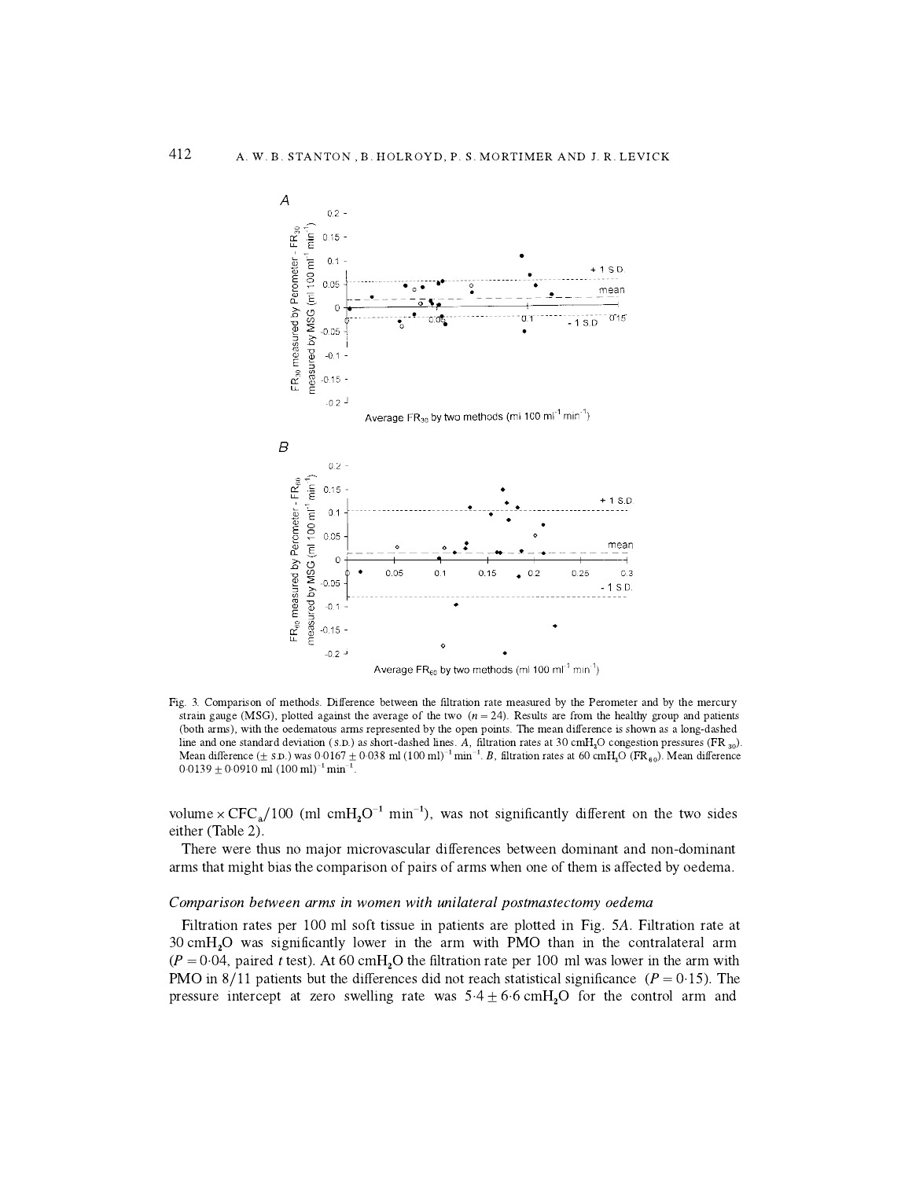Fig. 3. Comparison of methods. Difference between the filtration rate measured by the Perometer and by the mercury strain gauge (MSG), plotted against the average of the two ($n = 24$). Results are from the healthy group and patients (both arms), with the oedematous arms represented by the open points. The mean difference is shown as a long-dashed line and one standard deviation (S.D.) as short-dashed lines. *A*, filtration rates at 30 $cmH_2O$ congestion pressures ($FR_{30}$). Mean difference (± S.D.) was 0·0167 ± 0·038 ml $(100\ ml)^{-1}\ min^{-1}$. *B*, filtration rates at 60 $cmH_2O$ ($FR_{60}$). Mean difference 0·0139 ± 0·0910 ml $(100\ ml)^{-1}\ min^{-1}$.

volume × $CFC_a/100$ (ml $cmH_2O^{-1}\ min^{-1}$), was not significantly different on the two sides either (Table 2).

There were thus no major microvascular differences between dominant and non-dominant arms that might bias the comparison of pairs of arms when one of them is affected by oedema.

### *Comparison between arms in women with unilateral postmastectomy oedema*

Filtration rates per 100 ml soft tissue in patients are plotted in Fig. 5*A*. Filtration rate at 30 $cmH_2O$ was significantly lower in the arm with PMO than in the contralateral arm ($P = 0·04$, paired *t* test). At 60 $cmH_2O$ the filtration rate per 100 ml was lower in the arm with PMO in 8/11 patients but the differences did not reach statistical significance ($P = 0·15$). The pressure intercept at zero swelling rate was 5·4 ± 6·6 $cmH_2O$ for the control arm and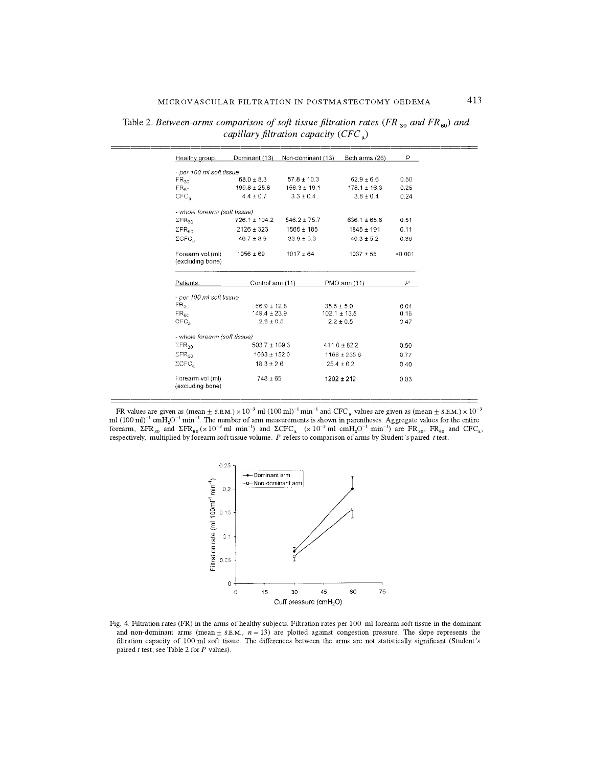Table 2. *Between-arms comparison of soft tissue filtration rates ($FR_{30}$ and $FR_{60}$) and capillary filtration capacity ($CFC_a$)*

| Healthy group: | Dominant (13) | Non-dominant (13) | Both arms (26) | P |
|---|---|---|---|---|
| *- per 100 ml soft tissue* | | | | |
| $FR_{30}$ | 68.0 ± 8.3 | 57.8 ± 10.3 | 62.9 ± 6.6 | 0.50 |
| $FR_{60}$ | 199.8 ± 25.8 | 156.3 ± 19.1 | 178.1 ± 16.3 | 0.25 |
| $CFC_a$ | 4.4 ± 0.7 | 3.3 ± 0.4 | 3.8 ± 0.4 | 0.24 |
| *- whole forearm (soft tissue)* | | | | |
| $\Sigma FR_{30}$ | 726.1 ± 104.2 | 546.2 ± 75.7 | 636.1 ± 65.6 | 0.51 |
| $\Sigma FR_{60}$ | 2126 ± 323 | 1565 ± 185 | 1845 ± 191 | 0.11 |
| $\Sigma CFC_a$ | 46.7 ± 8.9 | 33.9 ± 5.3 | 40.3 ± 5.2 | 0.36 |
| Forearm vol.(ml) (excluding bone) | 1056 ± 69 | 1017 ± 64 | 1037 ± 55 | <0.001 |

| Patients: | Control arm (11) | PMO arm (11) | P |
|---|---|---|---|
| *- per 100 ml soft tissue* | | | |
| $FR_{30}$ | 66.9 ± 12.8 | 35.5 ± 5.0 | 0.04 |
| $FR_{60}$ | 149.4 ± 23.9 | 102.1 ± 13.5 | 0.15 |
| $CFC_a$ | 2.8 ± 0.5 | 2.2 ± 0.5 | 0.47 |
| *- whole forearm (soft tissue)* | | | |
| $\Sigma FR_{30}$ | 503.7 ± 109.3 | 411.0 ± 82.2 | 0.50 |
| $\Sigma FR_{60}$ | 1063 ± 152.0 | 1166 ± 235.6 | 0.77 |
| $\Sigma CFC_a$ | 18.3 ± 2.6 | 25.4 ± 6.2 | 0.40 |
| Forearm vol (ml) (excluding bone) | 748 ± 65 | 1202 ± 212 | 0.03 |

FR values are given as (mean ± S.E.M.) × $10^{-3}$ ml (100 ml)$^{-1}$ min$^{-1}$ and $CFC_a$ values are given as (mean ± S.E.M.) × $10^{-3}$ ml (100 ml)$^{-1}$ cm$H_2O^{-1}$ min$^{-1}$. The number of arm measurements is shown in parentheses. Aggregate values for the entire forearm, $\Sigma FR_{30}$ and $\Sigma FR_{60}$ (× $10^{-3}$ ml min$^{-1}$) and $\Sigma CFC_a$ (× $10^{-3}$ ml cm$H_2O^{-1}$ min$^{-1}$) are $FR_{30}$, $FR_{60}$ and $CFC_a$, respectively, multiplied by forearm soft tissue volume. *P* refers to comparison of arms by Student's paired *t* test.

Fig. 4. Filtration rates (FR) in the arms of healthy subjects. Filtration rates per 100 ml forearm soft tissue in the dominant and non-dominant arms (mean ± S.E.M., $n = 13$) are plotted against congestion pressure. The slope represents the filtration capacity of 100 ml soft tissue. The differences between the arms are not statistically significant (Student's paired *t* test; see Table 2 for *P* values).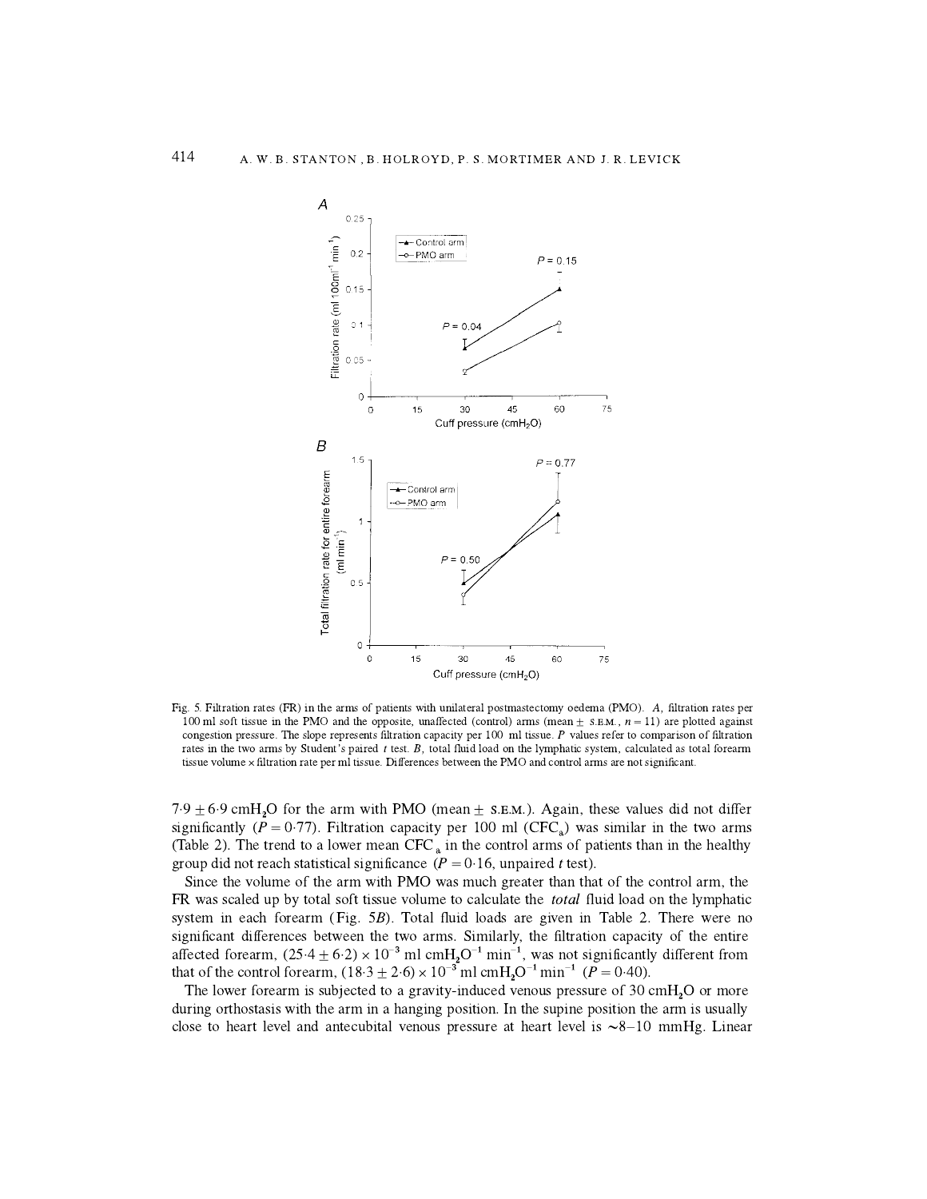Fig. 5. Filtration rates (FR) in the arms of patients with unilateral postmastectomy oedema (PMO). *A*, filtration rates per 100 ml soft tissue in the PMO and the opposite, unaffected (control) arms (mean ± S.E.M., $n = 11$) are plotted against congestion pressure. The slope represents filtration capacity per 100 ml tissue. *P* values refer to comparison of filtration rates in the two arms by Student's paired *t* test. *B*, total fluid load on the lymphatic system, calculated as total forearm tissue volume × filtration rate per ml tissue. Differences between the PMO and control arms are not significant.

$7 \cdot 9 \pm 6 \cdot 9$ $cmH_2O$ for the arm with PMO (mean ± S.E.M.). Again, these values did not differ significantly ($P = 0 \cdot 77$). Filtration capacity per 100 ml ($CFC_a$) was similar in the two arms (Table 2). The trend to a lower mean $CFC_a$ in the control arms of patients than in the healthy group did not reach statistical significance ($P = 0 \cdot 16$, unpaired *t* test).

Since the volume of the arm with PMO was much greater than that of the control arm, the FR was scaled up by total soft tissue volume to calculate the *total* fluid load on the lymphatic system in each forearm (Fig. 5*B*). Total fluid loads are given in Table 2. There were no significant differences between the two arms. Similarly, the filtration capacity of the entire affected forearm, $(25 \cdot 4 \pm 6 \cdot 2) \times 10^{-3}$ ml $cmH_2O^{-1}$ $min^{-1}$, was not significantly different from that of the control forearm, $(18 \cdot 3 \pm 2 \cdot 6) \times 10^{-3}$ ml $cmH_2O^{-1}$ $min^{-1}$ ($P = 0 \cdot 40$).

The lower forearm is subjected to a gravity-induced venous pressure of 30 $cmH_2O$ or more during orthostasis with the arm in a hanging position. In the supine position the arm is usually close to heart level and antecubital venous pressure at heart level is ~8–10 mmHg. Linear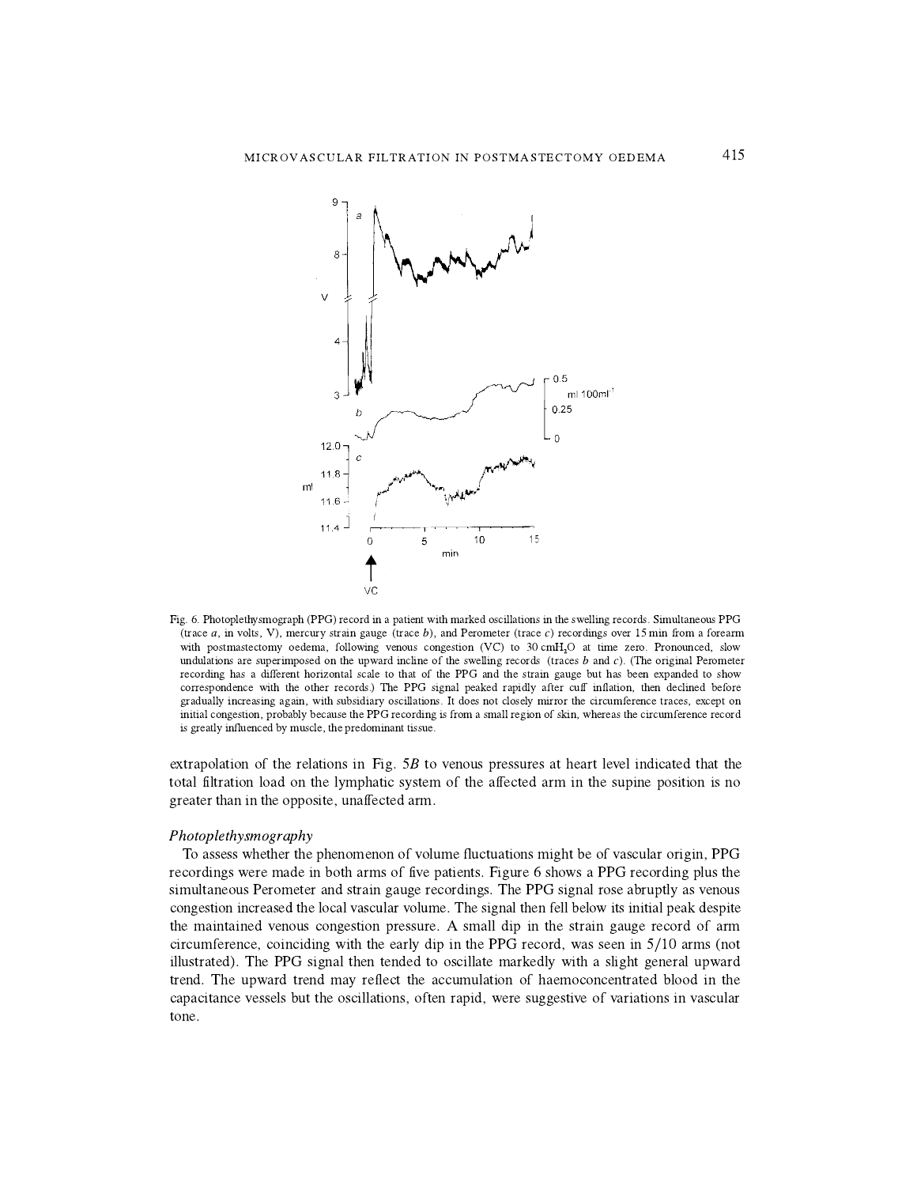Fig. 6. Photoplethysmograph (PPG) record in a patient with marked oscillations in the swelling records. Simultaneous PPG (trace *a*, in volts, V), mercury strain gauge (trace *b*), and Perometer (trace *c*) recordings over 15 min from a forearm with postmastectomy oedema, following venous congestion (VC) to 30 cm$H_2O$ at time zero. Pronounced, slow undulations are superimposed on the upward incline of the swelling records (traces *b* and *c*). (The original Perometer recording has a different horizontal scale to that of the PPG and the strain gauge but has been expanded to show correspondence with the other records.) The PPG signal peaked rapidly after cuff inflation, then declined before gradually increasing again, with subsidiary oscillations. It does not closely mirror the circumference traces, except on initial congestion, probably because the PPG recording is from a small region of skin, whereas the circumference record is greatly influenced by muscle, the predominant tissue.

extrapolation of the relations in Fig. 5*B* to venous pressures at heart level indicated that the total filtration load on the lymphatic system of the affected arm in the supine position is no greater than in the opposite, unaffected arm.

### *Photoplethysmography*

To assess whether the phenomenon of volume fluctuations might be of vascular origin, PPG recordings were made in both arms of five patients. Figure 6 shows a PPG recording plus the simultaneous Perometer and strain gauge recordings. The PPG signal rose abruptly as venous congestion increased the local vascular volume. The signal then fell below its initial peak despite the maintained venous congestion pressure. A small dip in the strain gauge record of arm circumference, coinciding with the early dip in the PPG record, was seen in 5/10 arms (not illustrated). The PPG signal then tended to oscillate markedly with a slight general upward trend. The upward trend may reflect the accumulation of haemoconcentrated blood in the capacitance vessels but the oscillations, often rapid, were suggestive of variations in vascular tone.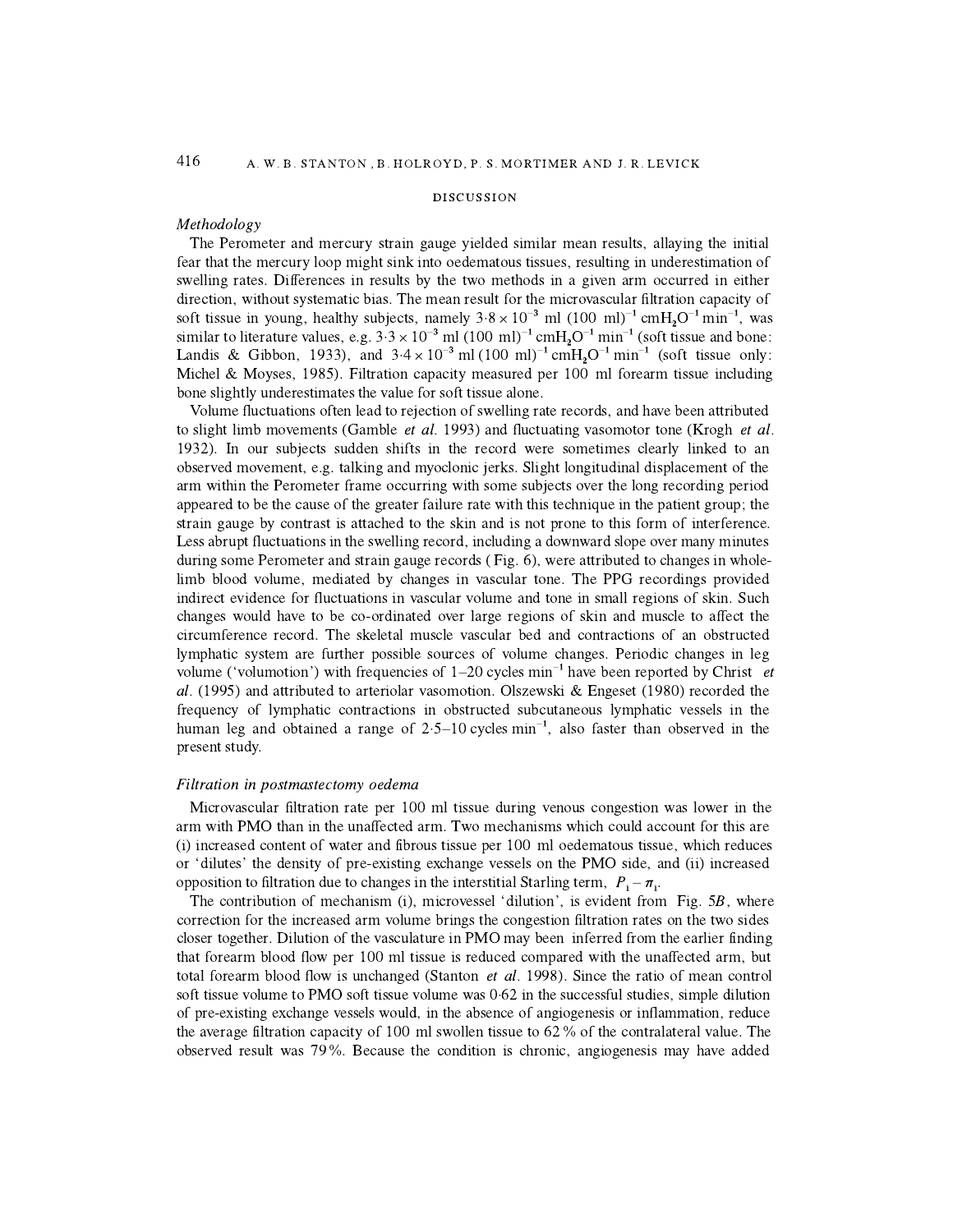## DISCUSSION

### *Methodology*

The Perometer and mercury strain gauge yielded similar mean results, allaying the initial fear that the mercury loop might sink into oedematous tissues, resulting in underestimation of swelling rates. Differences in results by the two methods in a given arm occurred in either direction, without systematic bias. The mean result for the microvascular filtration capacity of soft tissue in young, healthy subjects, namely $3 \cdot 8 \times 10^{-3}$ ml (100 ml)$^{-1}$ $cmH_2O^{-1}$ $min^{-1}$, was similar to literature values, e.g. $3 \cdot 3 \times 10^{-3}$ ml (100 ml)$^{-1}$ $cmH_2O^{-1}$ $min^{-1}$ (soft tissue and bone: Landis & Gibbon, 1933), and $3 \cdot 4 \times 10^{-3}$ ml (100 ml)$^{-1}$ $cmH_2O^{-1}$ $min^{-1}$ (soft tissue only: Michel & Moyses, 1985). Filtration capacity measured per 100 ml forearm tissue including bone slightly underestimates the value for soft tissue alone.

Volume fluctuations often lead to rejection of swelling rate records, and have been attributed to slight limb movements (Gamble *et al.* 1993) and fluctuating vasomotor tone (Krogh *et al.* 1932). In our subjects sudden shifts in the record were sometimes clearly linked to an observed movement, e.g. talking and myoclonic jerks. Slight longitudinal displacement of the arm within the Perometer frame occurring with some subjects over the long recording period appeared to be the cause of the greater failure rate with this technique in the patient group; the strain gauge by contrast is attached to the skin and is not prone to this form of interference. Less abrupt fluctuations in the swelling record, including a downward slope over many minutes during some Perometer and strain gauge records (Fig. 6), were attributed to changes in whole-limb blood volume, mediated by changes in vascular tone. The PPG recordings provided indirect evidence for fluctuations in vascular volume and tone in small regions of skin. Such changes would have to be co-ordinated over large regions of skin and muscle to affect the circumference record. The skeletal muscle vascular bed and contractions of an obstructed lymphatic system are further possible sources of volume changes. Periodic changes in leg volume ('volumotion') with frequencies of 1–20 cycles $min^{-1}$ have been reported by Christ *et al.* (1995) and attributed to arteriolar vasomotion. Olszewski & Engeset (1980) recorded the frequency of lymphatic contractions in obstructed subcutaneous lymphatic vessels in the human leg and obtained a range of 2·5–10 cycles $min^{-1}$, also faster than observed in the present study.

### *Filtration in postmastectomy oedema*

Microvascular filtration rate per 100 ml tissue during venous congestion was lower in the arm with PMO than in the unaffected arm. Two mechanisms which could account for this are (i) increased content of water and fibrous tissue per 100 ml oedematous tissue, which reduces or 'dilutes' the density of pre-existing exchange vessels on the PMO side, and (ii) increased opposition to filtration due to changes in the interstitial Starling term, $P_i - \pi_i$.

The contribution of mechanism (i), microvessel 'dilution', is evident from Fig. 5*B*, where correction for the increased arm volume brings the congestion filtration rates on the two sides closer together. Dilution of the vasculature in PMO may been inferred from the earlier finding that forearm blood flow per 100 ml tissue is reduced compared with the unaffected arm, but total forearm blood flow is unchanged (Stanton *et al.* 1998). Since the ratio of mean control soft tissue volume to PMO soft tissue volume was 0·62 in the successful studies, simple dilution of pre-existing exchange vessels would, in the absence of angiogenesis or inflammation, reduce the average filtration capacity of 100 ml swollen tissue to 62 % of the contralateral value. The observed result was 79 %. Because the condition is chronic, angiogenesis may have added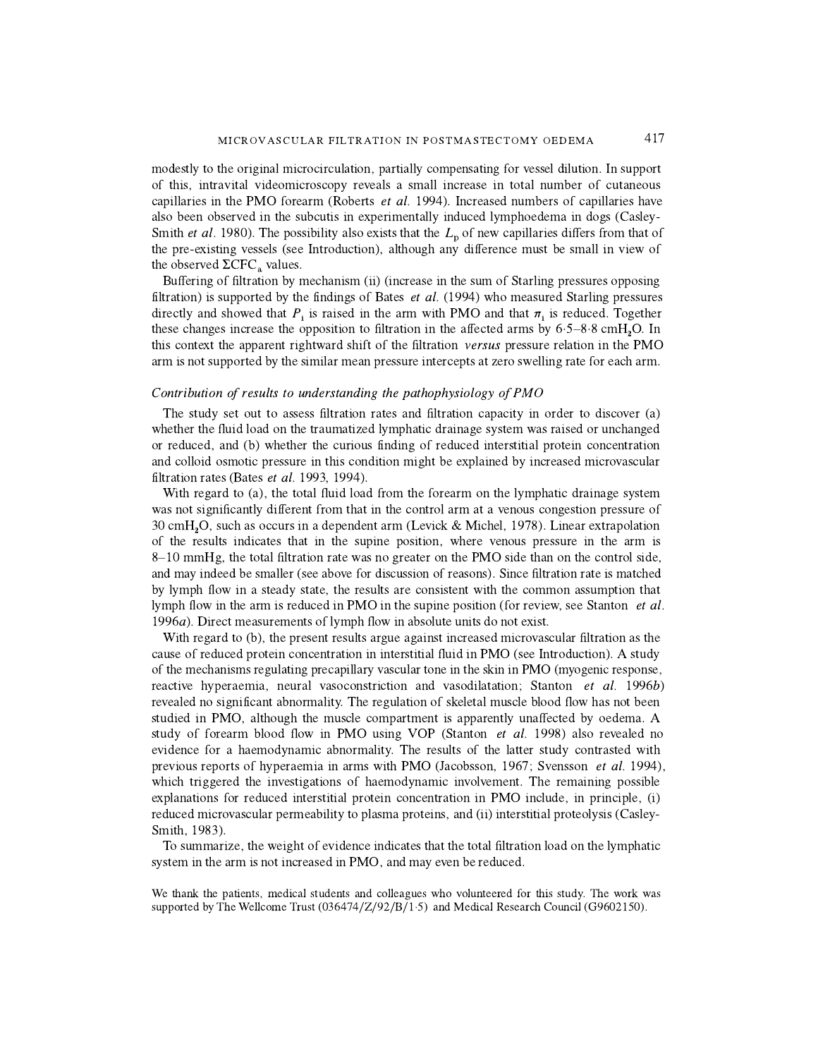modestly to the original microcirculation, partially compensating for vessel dilution. In support of this, intravital videomicroscopy reveals a small increase in total number of cutaneous capillaries in the PMO forearm (Roberts *et al.* 1994). Increased numbers of capillaries have also been observed in the subcutis in experimentally induced lymphoedema in dogs (Casley-Smith *et al.* 1980). The possibility also exists that the $L_p$ of new capillaries differs from that of the pre-existing vessels (see Introduction), although any difference must be small in view of the observed $\Sigma CFC_a$ values.

Buffering of filtration by mechanism (ii) (increase in the sum of Starling pressures opposing filtration) is supported by the findings of Bates *et al.* (1994) who measured Starling pressures directly and showed that $P_i$ is raised in the arm with PMO and that $\pi_i$ is reduced. Together these changes increase the opposition to filtration in the affected arms by 6·5–8·8 $cmH_2O$. In this context the apparent rightward shift of the filtration *versus* pressure relation in the PMO arm is not supported by the similar mean pressure intercepts at zero swelling rate for each arm.

### *Contribution of results to understanding the pathophysiology of PMO*

The study set out to assess filtration rates and filtration capacity in order to discover (a) whether the fluid load on the traumatized lymphatic drainage system was raised or unchanged or reduced, and (b) whether the curious finding of reduced interstitial protein concentration and colloid osmotic pressure in this condition might be explained by increased microvascular filtration rates (Bates *et al.* 1993, 1994).

With regard to (a), the total fluid load from the forearm on the lymphatic drainage system was not significantly different from that in the control arm at a venous congestion pressure of 30 $cmH_2O$, such as occurs in a dependent arm (Levick & Michel, 1978). Linear extrapolation of the results indicates that in the supine position, where venous pressure in the arm is 8–10 mmHg, the total filtration rate was no greater on the PMO side than on the control side, and may indeed be smaller (see above for discussion of reasons). Since filtration rate is matched by lymph flow in a steady state, the results are consistent with the common assumption that lymph flow in the arm is reduced in PMO in the supine position (for review, see Stanton *et al.* 1996*a*). Direct measurements of lymph flow in absolute units do not exist.

With regard to (b), the present results argue against increased microvascular filtration as the cause of reduced protein concentration in interstitial fluid in PMO (see Introduction). A study of the mechanisms regulating precapillary vascular tone in the skin in PMO (myogenic response, reactive hyperaemia, neural vasoconstriction and vasodilatation; Stanton *et al.* 1996*b*) revealed no significant abnormality. The regulation of skeletal muscle blood flow has not been studied in PMO, although the muscle compartment is apparently unaffected by oedema. A study of forearm blood flow in PMO using VOP (Stanton *et al.* 1998) also revealed no evidence for a haemodynamic abnormality. The results of the latter study contrasted with previous reports of hyperaemia in arms with PMO (Jacobsson, 1967; Svensson *et al.* 1994), which triggered the investigations of haemodynamic involvement. The remaining possible explanations for reduced interstitial protein concentration in PMO include, in principle, (i) reduced microvascular permeability to plasma proteins, and (ii) interstitial proteolysis (Casley-Smith, 1983).

To summarize, the weight of evidence indicates that the total filtration load on the lymphatic system in the arm is not increased in PMO, and may even be reduced.

We thank the patients, medical students and colleagues who volunteered for this study. The work was supported by The Wellcome Trust (036474/Z/92/B/1·5) and Medical Research Council (G9602150).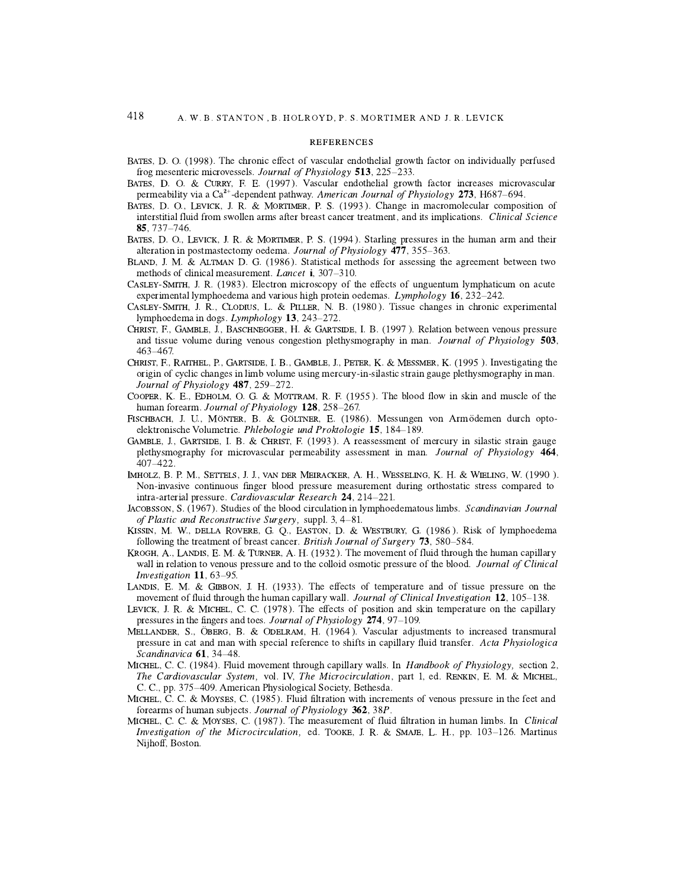## REFERENCES

Bates, D. O. (1998). The chronic effect of vascular endothelial growth factor on individually perfused frog mesenteric microvessels. *Journal of Physiology* **513**, 225–233.

Bates, D. O. & Curry, F. E. (1997). Vascular endothelial growth factor increases microvascular permeability via a $Ca^{2+}$-dependent pathway. *American Journal of Physiology* **273**, H687–694.

Bates, D. O., Levick, J. R. & Mortimer, P. S. (1993). Change in macromolecular composition of interstitial fluid from swollen arms after breast cancer treatment, and its implications. *Clinical Science* **85**, 737–746.

Bates, D. O., Levick, J. R. & Mortimer, P. S. (1994). Starling pressures in the human arm and their alteration in postmastectomy oedema. *Journal of Physiology* **477**, 355–363.

Bland, J. M. & Altman D. G. (1986). Statistical methods for assessing the agreement between two methods of clinical measurement. *Lancet* **i**, 307–310.

Casley-Smith, J. R. (1983). Electron microscopy of the effects of unguentum lymphaticum on acute experimental lymphoedema and various high protein oedemas. *Lymphology* **16**, 232–242.

Casley-Smith, J. R., Clodius, L. & Piller, N. B. (1980). Tissue changes in chronic experimental lymphoedema in dogs. *Lymphology* **13**, 243–272.

Christ, F., Gamble, J., Baschnegger, H. & Gartside, I. B. (1997). Relation between venous pressure and tissue volume during venous congestion plethysmography in man. *Journal of Physiology* **503**, 463–467.

Christ, F., Raithel, P., Gartside, I. B., Gamble, J., Peter, K. & Messmer, K. (1995). Investigating the origin of cyclic changes in limb volume using mercury-in-silastic strain gauge plethysmography in man. *Journal of Physiology* **487**, 259–272.

Cooper, K. E., Edholm, O. G. & Mottram, R. F. (1955). The blood flow in skin and muscle of the human forearm. *Journal of Physiology* **128**, 258–267.

Fischbach, J. U., Mönter, B. & Göltner, E. (1986). Messungen von Armödemen durch opto-elektronische Volumetrie. *Phlebologie und Proktologie* **15**, 184–189.

Gamble, J., Gartside, I. B. & Christ, F. (1993). A reassessment of mercury in silastic strain gauge plethysmography for microvascular permeability assessment in man. *Journal of Physiology* **464**, 407–422.

Imholz, B. P. M., Settels, J. J., van der Meiracker, A. H., Wesseling, K. H. & Wieling, W. (1990). Non-invasive continuous finger blood pressure measurement during orthostatic stress compared to intra-arterial pressure. *Cardiovascular Research* **24**, 214–221.

Jacobsson, S. (1967). Studies of the blood circulation in lymphoedematous limbs. *Scandinavian Journal of Plastic and Reconstructive Surgery*, suppl. 3, 4–81.

Kissin, M. W., della Rovere, G. Q., Easton, D. & Westbury, G. (1986). Risk of lymphoedema following the treatment of breast cancer. *British Journal of Surgery* **73**, 580–584.

Krogh, A., Landis, E. M. & Turner, A. H. (1932). The movement of fluid through the human capillary wall in relation to venous pressure and to the colloid osmotic pressure of the blood. *Journal of Clinical Investigation* **11**, 63–95.

Landis, E. M. & Gibbon, J. H. (1933). The effects of temperature and of tissue pressure on the movement of fluid through the human capillary wall. *Journal of Clinical Investigation* **12**, 105–138.

Levick, J. R. & Michel, C. C. (1978). The effects of position and skin temperature on the capillary pressures in the fingers and toes. *Journal of Physiology* **274**, 97–109.

Mellander, S., Öberg, B. & Odelram, H. (1964). Vascular adjustments to increased transmural pressure in cat and man with special reference to shifts in capillary fluid transfer. *Acta Physiologica Scandinavica* **61**, 34–48.

Michel, C. C. (1984). Fluid movement through capillary walls. In *Handbook of Physiology,* section 2, *The Cardiovascular System,* vol. IV, *The Microcirculation*, part 1, ed. Renkin, E. M. & Michel, C. C., pp. 375–409. American Physiological Society, Bethesda.

Michel, C. C. & Moyses, C. (1985). Fluid filtration with increments of venous pressure in the feet and forearms of human subjects. *Journal of Physiology* **362**, 38*P*.

Michel, C. C. & Moyses, C. (1987). The measurement of fluid filtration in human limbs. In *Clinical Investigation of the Microcirculation,* ed. Tooke, J. R. & Smaje, L. H., pp. 103–126. Martinus Nijhoff, Boston.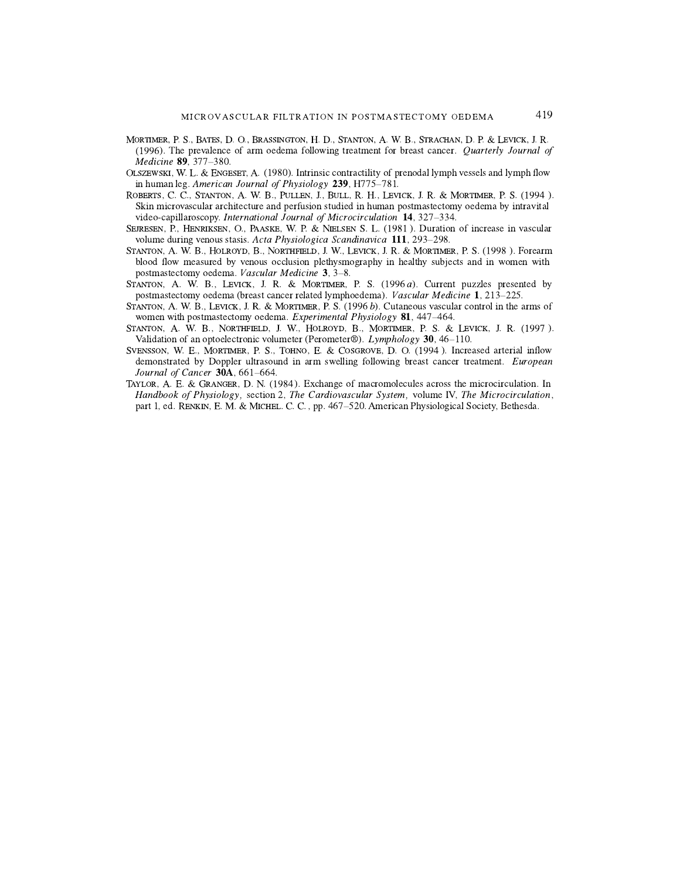Mortimer, P. S., Bates, D. O., Brassington, H. D., Stanton, A. W. B., Strachan, D. P. & Levick, J. R. (1996). The prevalence of arm oedema following treatment for breast cancer. *Quarterly Journal of Medicine* **89**, 377–380.

Olszewski, W. L. & Engeset, A. (1980). Intrinsic contractility of prenodal lymph vessels and lymph flow in human leg. *American Journal of Physiology* **239**, H775–781.

Roberts, C. C., Stanton, A. W. B., Pullen, J., Bull, R. H., Levick, J. R. & Mortimer, P. S. (1994). Skin microvascular architecture and perfusion studied in human postmastectomy oedema by intravital video-capillaroscopy. *International Journal of Microcirculation* **14**, 327–334.

Sejresen, P., Henriksen, O., Paaske, W. P. & Nielsen S. L. (1981). Duration of increase in vascular volume during venous stasis. *Acta Physiologica Scandinavica* **111**, 293–298.

Stanton, A. W. B., Holroyd, B., Northfield, J. W., Levick, J. R. & Mortimer, P. S. (1998). Forearm blood flow measured by venous occlusion plethysmography in healthy subjects and in women with postmastectomy oedema. *Vascular Medicine* **3**, 3–8.

Stanton, A. W. B., Levick, J. R. & Mortimer, P. S. (1996*a*). Current puzzles presented by postmastectomy oedema (breast cancer related lymphoedema). *Vascular Medicine* **1**, 213–225.

Stanton, A. W. B., Levick, J. R. & Mortimer, P. S. (1996*b*). Cutaneous vascular control in the arms of women with postmastectomy oedema. *Experimental Physiology* **81**, 447–464.

Stanton, A. W. B., Northfield, J. W., Holroyd, B., Mortimer, P. S. & Levick, J. R. (1997). Validation of an optoelectronic volumeter (Perometer®). *Lymphology* **30**, 46–110.

Svensson, W. E., Mortimer, P. S., Tohno, E. & Cosgrove, D. O. (1994). Increased arterial inflow demonstrated by Doppler ultrasound in arm swelling following breast cancer treatment. *European Journal of Cancer* **30A**, 661–664.

Taylor, A. E. & Granger, D. N. (1984). Exchange of macromolecules across the microcirculation. In *Handbook of Physiology,* section 2, *The Cardiovascular System,* volume IV, *The Microcirculation*, part 1, ed. Renkin, E. M. & Michel. C. C., pp. 467–520. American Physiological Society, Bethesda.